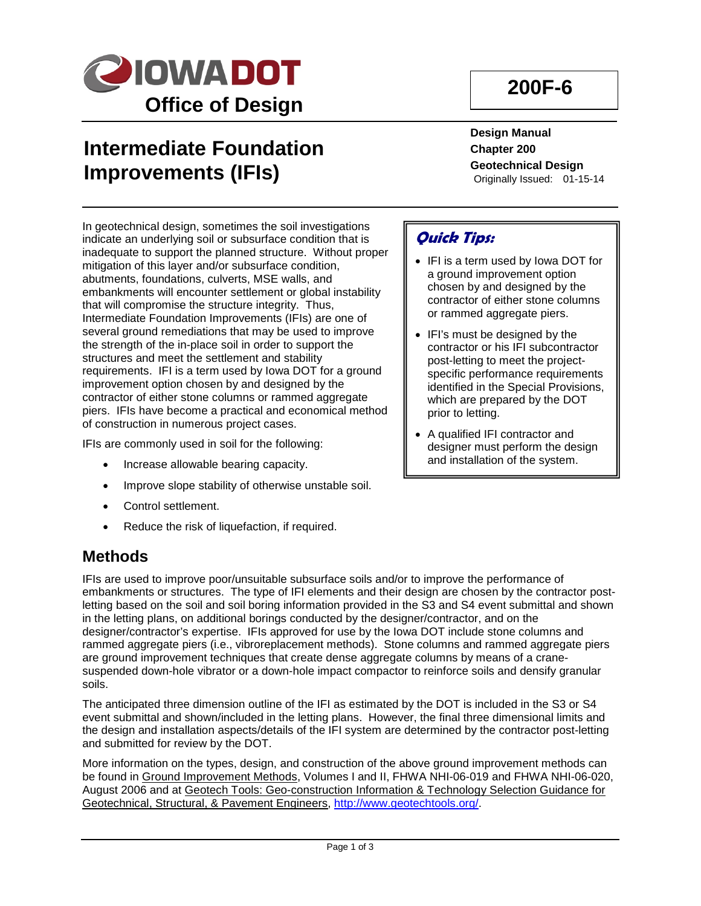**IOWA DOT**
**Office of Design**

# 200F-6

**Design Manual**
**Chapter 200**
**Geotechnical Design**
Originally Issued: 01-15-14

# Intermediate Foundation Improvements (IFIs)

In geotechnical design, sometimes the soil investigations indicate an underlying soil or subsurface condition that is inadequate to support the planned structure. Without proper mitigation of this layer and/or subsurface condition, abutments, foundations, culverts, MSE walls, and embankments will encounter settlement or global instability that will compromise the structure integrity. Thus, Intermediate Foundation Improvements (IFIs) are one of several ground remediations that may be used to improve the strength of the in-place soil in order to support the structures and meet the settlement and stability requirements. IFI is a term used by Iowa DOT for a ground improvement option chosen by and designed by the contractor of either stone columns or rammed aggregate piers. IFIs have become a practical and economical method of construction in numerous project cases.

IFIs are commonly used in soil for the following:

- Increase allowable bearing capacity.
- Improve slope stability of otherwise unstable soil.
- Control settlement.
- Reduce the risk of liquefaction, if required.

> ***Quick Tips:***
>
> - IFI is a term used by Iowa DOT for a ground improvement option chosen by and designed by the contractor of either stone columns or rammed aggregate piers.
> - IFI's must be designed by the contractor or his IFI subcontractor post-letting to meet the project-specific performance requirements identified in the Special Provisions, which are prepared by the DOT prior to letting.
> - A qualified IFI contractor and designer must perform the design and installation of the system.

## Methods

IFIs are used to improve poor/unsuitable subsurface soils and/or to improve the performance of embankments or structures. The type of IFI elements and their design are chosen by the contractor post-letting based on the soil and soil boring information provided in the S3 and S4 event submittal and shown in the letting plans, on additional borings conducted by the designer/contractor, and on the designer/contractor's expertise. IFIs approved for use by the Iowa DOT include stone columns and rammed aggregate piers (i.e., vibroreplacement methods). Stone columns and rammed aggregate piers are ground improvement techniques that create dense aggregate columns by means of a crane-suspended down-hole vibrator or a down-hole impact compactor to reinforce soils and densify granular soils.

The anticipated three dimension outline of the IFI as estimated by the DOT is included in the S3 or S4 event submittal and shown/included in the letting plans. However, the final three dimensional limits and the design and installation aspects/details of the IFI system are determined by the contractor post-letting and submitted for review by the DOT.

More information on the types, design, and construction of the above ground improvement methods can be found in Ground Improvement Methods, Volumes I and II, FHWA NHI-06-019 and FHWA NHI-06-020, August 2006 and at Geotech Tools: Geo-construction Information & Technology Selection Guidance for Geotechnical, Structural, & Pavement Engineers, http://www.geotechtools.org/.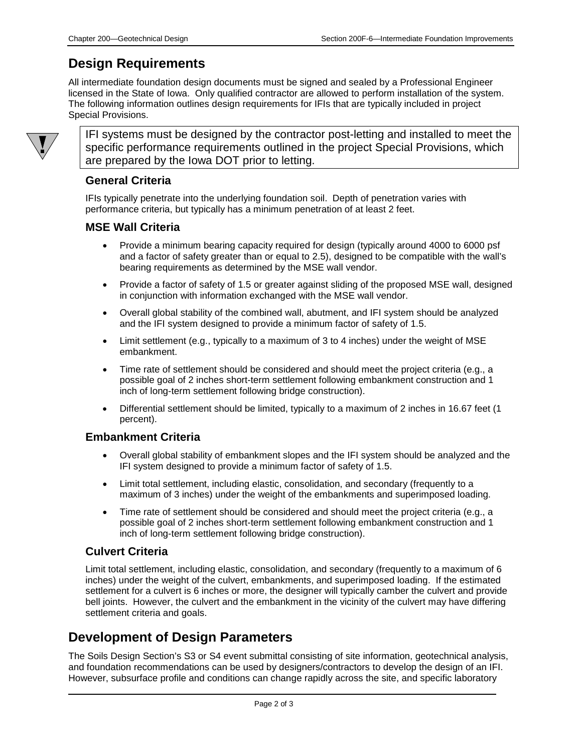## Design Requirements

All intermediate foundation design documents must be signed and sealed by a Professional Engineer licensed in the State of Iowa. Only qualified contractor are allowed to perform installation of the system. The following information outlines design requirements for IFIs that are typically included in project Special Provisions.

> IFI systems must be designed by the contractor post-letting and installed to meet the specific performance requirements outlined in the project Special Provisions, which are prepared by the Iowa DOT prior to letting.

### General Criteria

IFIs typically penetrate into the underlying foundation soil. Depth of penetration varies with performance criteria, but typically has a minimum penetration of at least 2 feet.

### MSE Wall Criteria

- Provide a minimum bearing capacity required for design (typically around 4000 to 6000 psf and a factor of safety greater than or equal to 2.5), designed to be compatible with the wall's bearing requirements as determined by the MSE wall vendor.
- Provide a factor of safety of 1.5 or greater against sliding of the proposed MSE wall, designed in conjunction with information exchanged with the MSE wall vendor.
- Overall global stability of the combined wall, abutment, and IFI system should be analyzed and the IFI system designed to provide a minimum factor of safety of 1.5.
- Limit settlement (e.g., typically to a maximum of 3 to 4 inches) under the weight of MSE embankment.
- Time rate of settlement should be considered and should meet the project criteria (e.g., a possible goal of 2 inches short-term settlement following embankment construction and 1 inch of long-term settlement following bridge construction).
- Differential settlement should be limited, typically to a maximum of 2 inches in 16.67 feet (1 percent).

### Embankment Criteria

- Overall global stability of embankment slopes and the IFI system should be analyzed and the IFI system designed to provide a minimum factor of safety of 1.5.
- Limit total settlement, including elastic, consolidation, and secondary (frequently to a maximum of 3 inches) under the weight of the embankments and superimposed loading.
- Time rate of settlement should be considered and should meet the project criteria (e.g., a possible goal of 2 inches short-term settlement following embankment construction and 1 inch of long-term settlement following bridge construction).

### Culvert Criteria

Limit total settlement, including elastic, consolidation, and secondary (frequently to a maximum of 6 inches) under the weight of the culvert, embankments, and superimposed loading. If the estimated settlement for a culvert is 6 inches or more, the designer will typically camber the culvert and provide bell joints. However, the culvert and the embankment in the vicinity of the culvert may have differing settlement criteria and goals.

## Development of Design Parameters

The Soils Design Section's S3 or S4 event submittal consisting of site information, geotechnical analysis, and foundation recommendations can be used by designers/contractors to develop the design of an IFI. However, subsurface profile and conditions can change rapidly across the site, and specific laboratory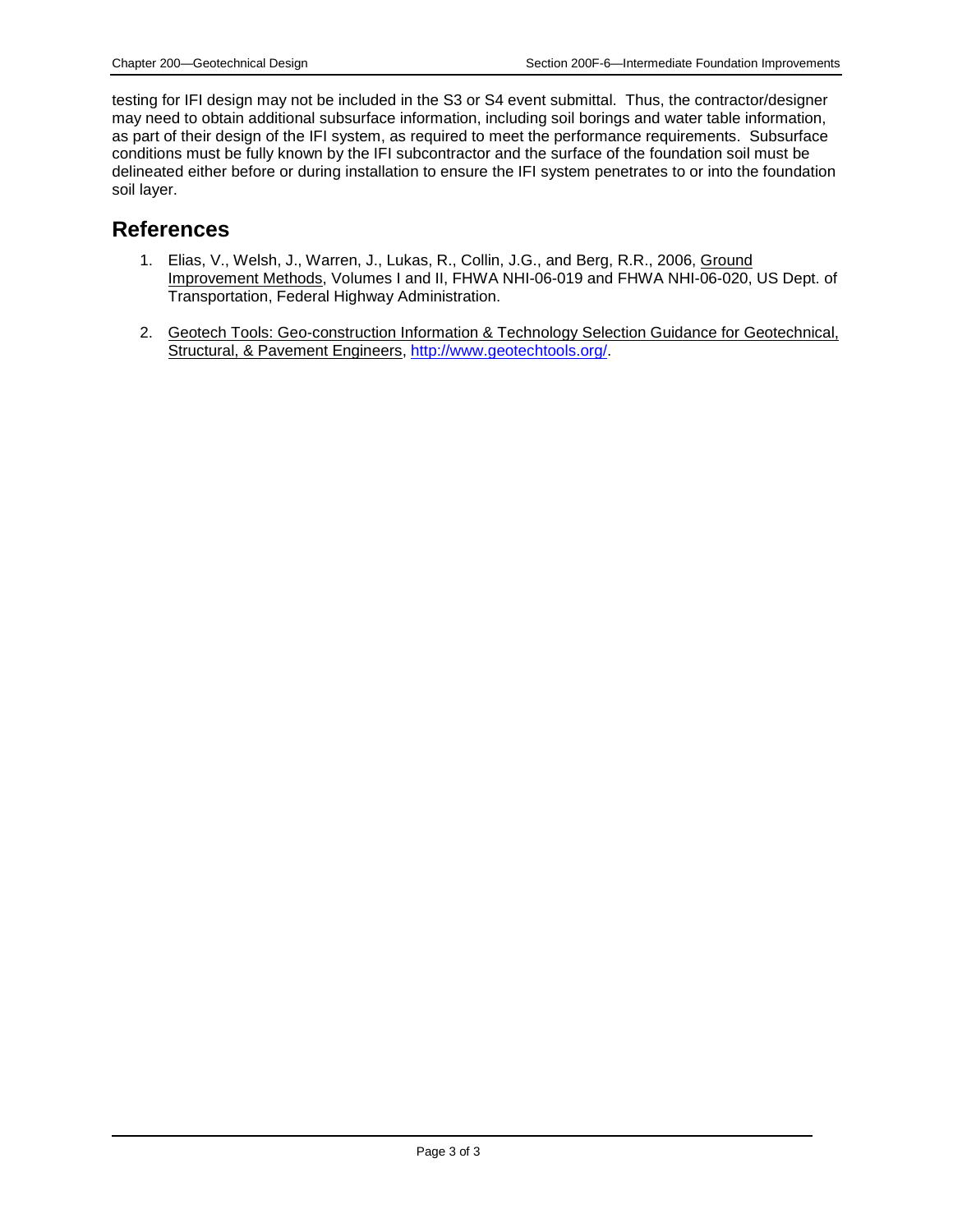testing for IFI design may not be included in the S3 or S4 event submittal. Thus, the contractor/designer may need to obtain additional subsurface information, including soil borings and water table information, as part of their design of the IFI system, as required to meet the performance requirements. Subsurface conditions must be fully known by the IFI subcontractor and the surface of the foundation soil must be delineated either before or during installation to ensure the IFI system penetrates to or into the foundation soil layer.

## References

1. Elias, V., Welsh, J., Warren, J., Lukas, R., Collin, J.G., and Berg, R.R., 2006, Ground Improvement Methods, Volumes I and II, FHWA NHI-06-019 and FHWA NHI-06-020, US Dept. of Transportation, Federal Highway Administration.

2. Geotech Tools: Geo-construction Information & Technology Selection Guidance for Geotechnical, Structural, & Pavement Engineers, http://www.geotechtools.org/.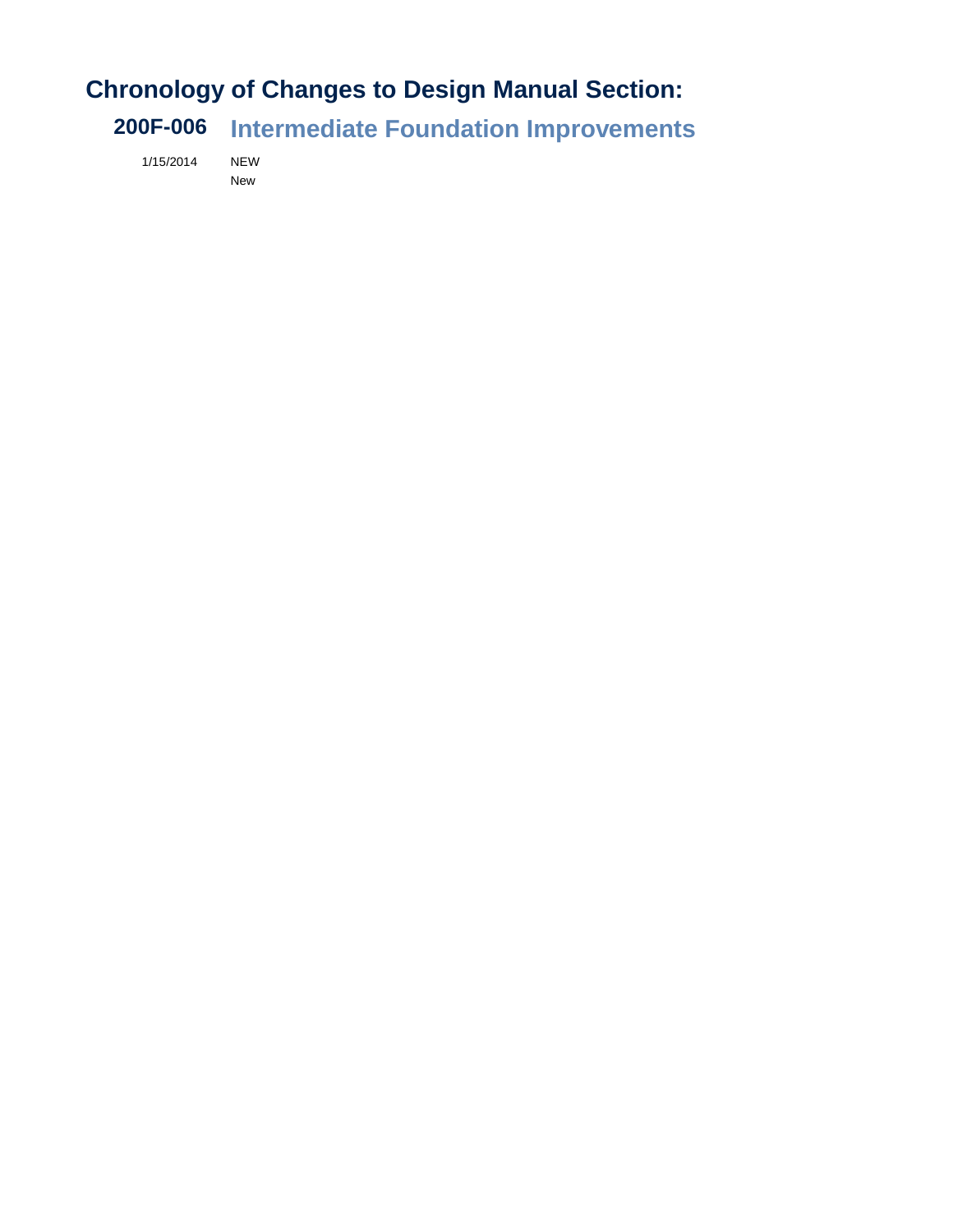# Chronology of Changes to Design Manual Section:

## 200F-006 Intermediate Foundation Improvements

| | |
|---|---|
| 1/15/2014 | NEW<br>New |